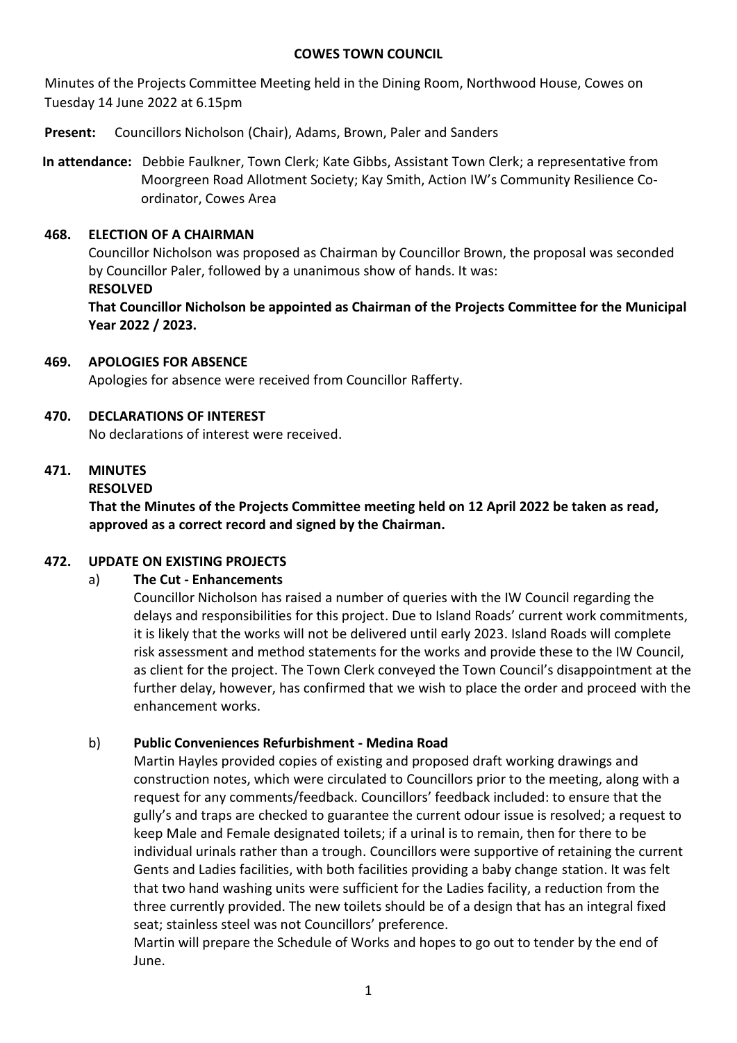# COWES TOWN COUNCIL

Minutes of the Projects Committee Meeting held in the Dining Room, Northwood House, Cowes on Tuesday 14 June 2022 at 6.15pm

**Present:** Councillors Nicholson (Chair), Adams, Brown, Paler and Sanders

**In attendance:** Debbie Faulkner, Town Clerk; Kate Gibbs, Assistant Town Clerk; a representative from Moorgreen Road Allotment Society; Kay Smith, Action IW's Community Resilience Co-ordinator, Cowes Area

## 468. ELECTION OF A CHAIRMAN

Councillor Nicholson was proposed as Chairman by Councillor Brown, the proposal was seconded by Councillor Paler, followed by a unanimous show of hands. It was:

**RESOLVED**

**That Councillor Nicholson be appointed as Chairman of the Projects Committee for the Municipal Year 2022 / 2023.**

## 469. APOLOGIES FOR ABSENCE

Apologies for absence were received from Councillor Rafferty.

## 470. DECLARATIONS OF INTEREST

No declarations of interest were received.

## 471. MINUTES

**RESOLVED**

**That the Minutes of the Projects Committee meeting held on 12 April 2022 be taken as read, approved as a correct record and signed by the Chairman.**

## 472. UPDATE ON EXISTING PROJECTS

a) **The Cut - Enhancements**

Councillor Nicholson has raised a number of queries with the IW Council regarding the delays and responsibilities for this project. Due to Island Roads' current work commitments, it is likely that the works will not be delivered until early 2023. Island Roads will complete risk assessment and method statements for the works and provide these to the IW Council, as client for the project. The Town Clerk conveyed the Town Council's disappointment at the further delay, however, has confirmed that we wish to place the order and proceed with the enhancement works.

b) **Public Conveniences Refurbishment - Medina Road**

Martin Hayles provided copies of existing and proposed draft working drawings and construction notes, which were circulated to Councillors prior to the meeting, along with a request for any comments/feedback. Councillors' feedback included: to ensure that the gully's and traps are checked to guarantee the current odour issue is resolved; a request to keep Male and Female designated toilets; if a urinal is to remain, then for there to be individual urinals rather than a trough. Councillors were supportive of retaining the current Gents and Ladies facilities, with both facilities providing a baby change station. It was felt that two hand washing units were sufficient for the Ladies facility, a reduction from the three currently provided. The new toilets should be of a design that has an integral fixed seat; stainless steel was not Councillors' preference.

Martin will prepare the Schedule of Works and hopes to go out to tender by the end of June.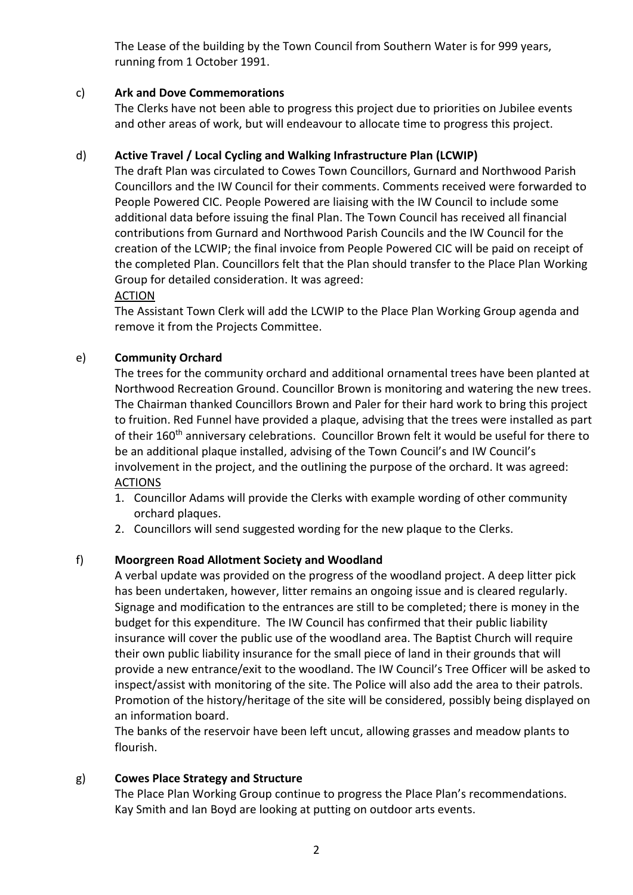The Lease of the building by the Town Council from Southern Water is for 999 years, running from 1 October 1991.

c) **Ark and Dove Commemorations**

The Clerks have not been able to progress this project due to priorities on Jubilee events and other areas of work, but will endeavour to allocate time to progress this project.

d) **Active Travel / Local Cycling and Walking Infrastructure Plan (LCWIP)**

The draft Plan was circulated to Cowes Town Councillors, Gurnard and Northwood Parish Councillors and the IW Council for their comments. Comments received were forwarded to People Powered CIC. People Powered are liaising with the IW Council to include some additional data before issuing the final Plan. The Town Council has received all financial contributions from Gurnard and Northwood Parish Councils and the IW Council for the creation of the LCWIP; the final invoice from People Powered CIC will be paid on receipt of the completed Plan. Councillors felt that the Plan should transfer to the Place Plan Working Group for detailed consideration. It was agreed:

ACTION

The Assistant Town Clerk will add the LCWIP to the Place Plan Working Group agenda and remove it from the Projects Committee.

e) **Community Orchard**

The trees for the community orchard and additional ornamental trees have been planted at Northwood Recreation Ground. Councillor Brown is monitoring and watering the new trees. The Chairman thanked Councillors Brown and Paler for their hard work to bring this project to fruition. Red Funnel have provided a plaque, advising that the trees were installed as part of their 160th anniversary celebrations. Councillor Brown felt it would be useful for there to be an additional plaque installed, advising of the Town Council's and IW Council's involvement in the project, and the outlining the purpose of the orchard. It was agreed:

ACTIONS

1. Councillor Adams will provide the Clerks with example wording of other community orchard plaques.
2. Councillors will send suggested wording for the new plaque to the Clerks.

f) **Moorgreen Road Allotment Society and Woodland**

A verbal update was provided on the progress of the woodland project. A deep litter pick has been undertaken, however, litter remains an ongoing issue and is cleared regularly. Signage and modification to the entrances are still to be completed; there is money in the budget for this expenditure. The IW Council has confirmed that their public liability insurance will cover the public use of the woodland area. The Baptist Church will require their own public liability insurance for the small piece of land in their grounds that will provide a new entrance/exit to the woodland. The IW Council's Tree Officer will be asked to inspect/assist with monitoring of the site. The Police will also add the area to their patrols. Promotion of the history/heritage of the site will be considered, possibly being displayed on an information board.

The banks of the reservoir have been left uncut, allowing grasses and meadow plants to flourish.

g) **Cowes Place Strategy and Structure**

The Place Plan Working Group continue to progress the Place Plan's recommendations. Kay Smith and Ian Boyd are looking at putting on outdoor arts events.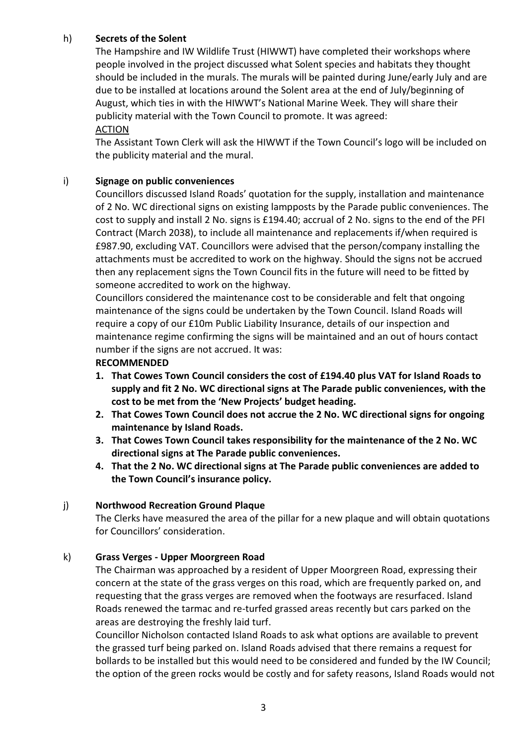h) **Secrets of the Solent**

The Hampshire and IW Wildlife Trust (HIWWT) have completed their workshops where people involved in the project discussed what Solent species and habitats they thought should be included in the murals. The murals will be painted during June/early July and are due to be installed at locations around the Solent area at the end of July/beginning of August, which ties in with the HIWWT's National Marine Week. They will share their publicity material with the Town Council to promote. It was agreed:

ACTION

The Assistant Town Clerk will ask the HIWWT if the Town Council's logo will be included on the publicity material and the mural.

i) **Signage on public conveniences**

Councillors discussed Island Roads' quotation for the supply, installation and maintenance of 2 No. WC directional signs on existing lampposts by the Parade public conveniences. The cost to supply and install 2 No. signs is £194.40; accrual of 2 No. signs to the end of the PFI Contract (March 2038), to include all maintenance and replacements if/when required is £987.90, excluding VAT. Councillors were advised that the person/company installing the attachments must be accredited to work on the highway. Should the signs not be accrued then any replacement signs the Town Council fits in the future will need to be fitted by someone accredited to work on the highway.

Councillors considered the maintenance cost to be considerable and felt that ongoing maintenance of the signs could be undertaken by the Town Council. Island Roads will require a copy of our £10m Public Liability Insurance, details of our inspection and maintenance regime confirming the signs will be maintained and an out of hours contact number if the signs are not accrued. It was:

**RECOMMENDED**

1. **That Cowes Town Council considers the cost of £194.40 plus VAT for Island Roads to supply and fit 2 No. WC directional signs at The Parade public conveniences, with the cost to be met from the 'New Projects' budget heading.**
2. **That Cowes Town Council does not accrue the 2 No. WC directional signs for ongoing maintenance by Island Roads.**
3. **That Cowes Town Council takes responsibility for the maintenance of the 2 No. WC directional signs at The Parade public conveniences.**
4. **That the 2 No. WC directional signs at The Parade public conveniences are added to the Town Council's insurance policy.**

j) **Northwood Recreation Ground Plaque**

The Clerks have measured the area of the pillar for a new plaque and will obtain quotations for Councillors' consideration.

k) **Grass Verges - Upper Moorgreen Road**

The Chairman was approached by a resident of Upper Moorgreen Road, expressing their concern at the state of the grass verges on this road, which are frequently parked on, and requesting that the grass verges are removed when the footways are resurfaced. Island Roads renewed the tarmac and re-turfed grassed areas recently but cars parked on the areas are destroying the freshly laid turf.

Councillor Nicholson contacted Island Roads to ask what options are available to prevent the grassed turf being parked on. Island Roads advised that there remains a request for bollards to be installed but this would need to be considered and funded by the IW Council; the option of the green rocks would be costly and for safety reasons, Island Roads would not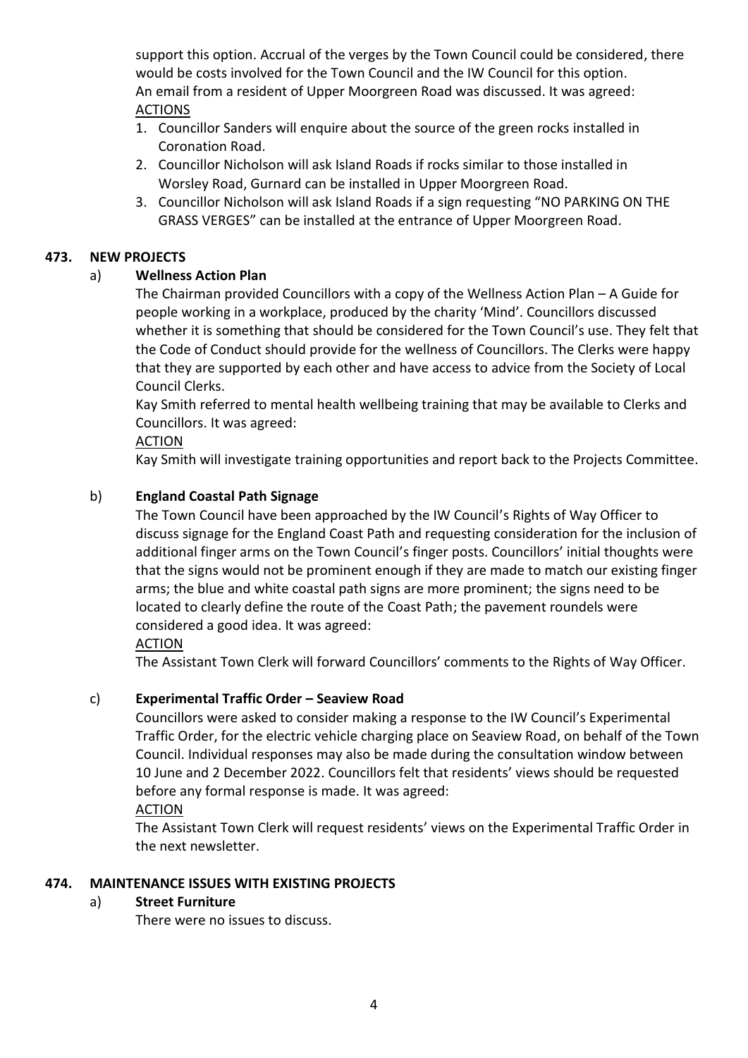support this option. Accrual of the verges by the Town Council could be considered, there would be costs involved for the Town Council and the IW Council for this option.

An email from a resident of Upper Moorgreen Road was discussed. It was agreed:

ACTIONS

1. Councillor Sanders will enquire about the source of the green rocks installed in Coronation Road.
2. Councillor Nicholson will ask Island Roads if rocks similar to those installed in Worsley Road, Gurnard can be installed in Upper Moorgreen Road.
3. Councillor Nicholson will ask Island Roads if a sign requesting "NO PARKING ON THE GRASS VERGES" can be installed at the entrance of Upper Moorgreen Road.

## 473. NEW PROJECTS

### a) Wellness Action Plan

The Chairman provided Councillors with a copy of the Wellness Action Plan – A Guide for people working in a workplace, produced by the charity 'Mind'. Councillors discussed whether it is something that should be considered for the Town Council's use. They felt that the Code of Conduct should provide for the wellness of Councillors. The Clerks were happy that they are supported by each other and have access to advice from the Society of Local Council Clerks.

Kay Smith referred to mental health wellbeing training that may be available to Clerks and Councillors. It was agreed:

ACTION

Kay Smith will investigate training opportunities and report back to the Projects Committee.

### b) England Coastal Path Signage

The Town Council have been approached by the IW Council's Rights of Way Officer to discuss signage for the England Coast Path and requesting consideration for the inclusion of additional finger arms on the Town Council's finger posts. Councillors' initial thoughts were that the signs would not be prominent enough if they are made to match our existing finger arms; the blue and white coastal path signs are more prominent; the signs need to be located to clearly define the route of the Coast Path; the pavement roundels were considered a good idea. It was agreed:

ACTION

The Assistant Town Clerk will forward Councillors' comments to the Rights of Way Officer.

### c) Experimental Traffic Order – Seaview Road

Councillors were asked to consider making a response to the IW Council's Experimental Traffic Order, for the electric vehicle charging place on Seaview Road, on behalf of the Town Council. Individual responses may also be made during the consultation window between 10 June and 2 December 2022. Councillors felt that residents' views should be requested before any formal response is made. It was agreed:

ACTION

The Assistant Town Clerk will request residents' views on the Experimental Traffic Order in the next newsletter.

## 474. MAINTENANCE ISSUES WITH EXISTING PROJECTS

### a) Street Furniture

There were no issues to discuss.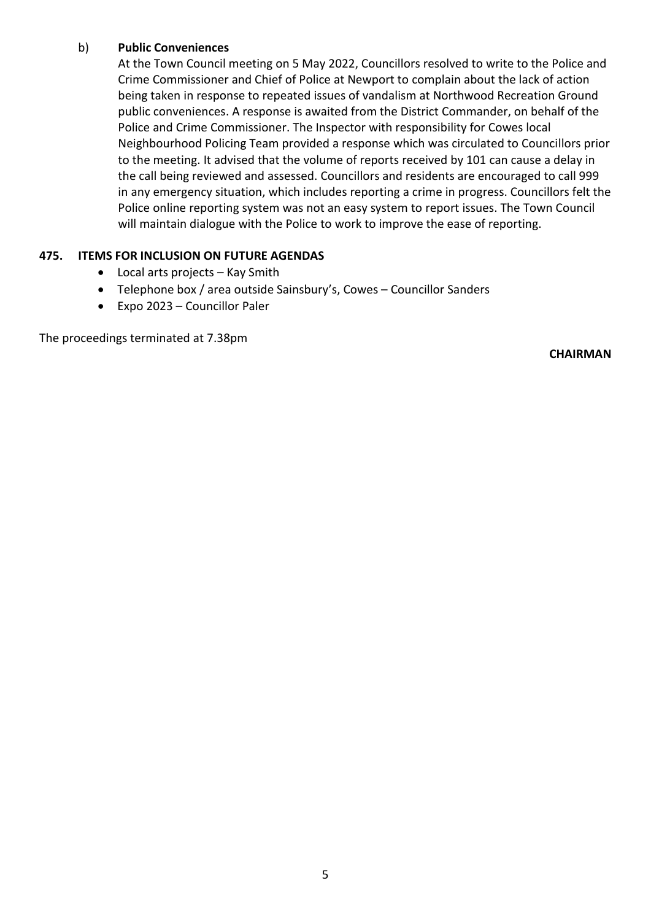b) **Public Conveniences**

At the Town Council meeting on 5 May 2022, Councillors resolved to write to the Police and Crime Commissioner and Chief of Police at Newport to complain about the lack of action being taken in response to repeated issues of vandalism at Northwood Recreation Ground public conveniences. A response is awaited from the District Commander, on behalf of the Police and Crime Commissioner. The Inspector with responsibility for Cowes local Neighbourhood Policing Team provided a response which was circulated to Councillors prior to the meeting. It advised that the volume of reports received by 101 can cause a delay in the call being reviewed and assessed. Councillors and residents are encouraged to call 999 in any emergency situation, which includes reporting a crime in progress. Councillors felt the Police online reporting system was not an easy system to report issues. The Town Council will maintain dialogue with the Police to work to improve the ease of reporting.

**475. ITEMS FOR INCLUSION ON FUTURE AGENDAS**

- Local arts projects – Kay Smith
- Telephone box / area outside Sainsbury's, Cowes – Councillor Sanders
- Expo 2023 – Councillor Paler

The proceedings terminated at 7.38pm

**CHAIRMAN**